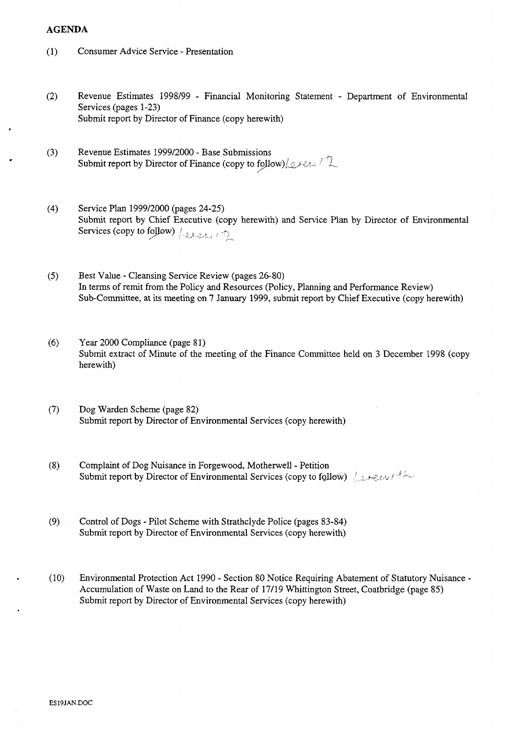**AGENDA**

(1) Consumer Advice Service - Presentation

(2) Revenue Estimates 1998/99 - Financial Monitoring Statement - Department of Environmental Services (pages 1-23)
Submit report by Director of Finance (copy herewith)

(3) Revenue Estimates 1999/2000 - Base Submissions
Submit report by Director of Finance (copy to follow) Level 12

(4) Service Plan 1999/2000 (pages 24-25)
Submit report by Chief Executive (copy herewith) and Service Plan by Director of Environmental Services (copy to follow) Level 12

(5) Best Value - Cleansing Service Review (pages 26-80)
In terms of remit from the Policy and Resources (Policy, Planning and Performance Review) Sub-Committee, at its meeting on 7 January 1999, submit report by Chief Executive (copy herewith)

(6) Year 2000 Compliance (page 81)
Submit extract of Minute of the meeting of the Finance Committee held on 3 December 1998 (copy herewith)

(7) Dog Warden Scheme (page 82)
Submit report by Director of Environmental Services (copy herewith)

(8) Complaint of Dog Nuisance in Forgewood, Motherwell - Petition
Submit report by Director of Environmental Services (copy to follow) Herewith

(9) Control of Dogs - Pilot Scheme with Strathclyde Police (pages 83-84)
Submit report by Director of Environmental Services (copy herewith)

(10) Environmental Protection Act 1990 - Section 80 Notice Requiring Abatement of Statutory Nuisance - Accumulation of Waste on Land to the Rear of 17/19 Whittington Street, Coatbridge (page 85)
Submit report by Director of Environmental Services (copy herewith)

ES19JAN.DOC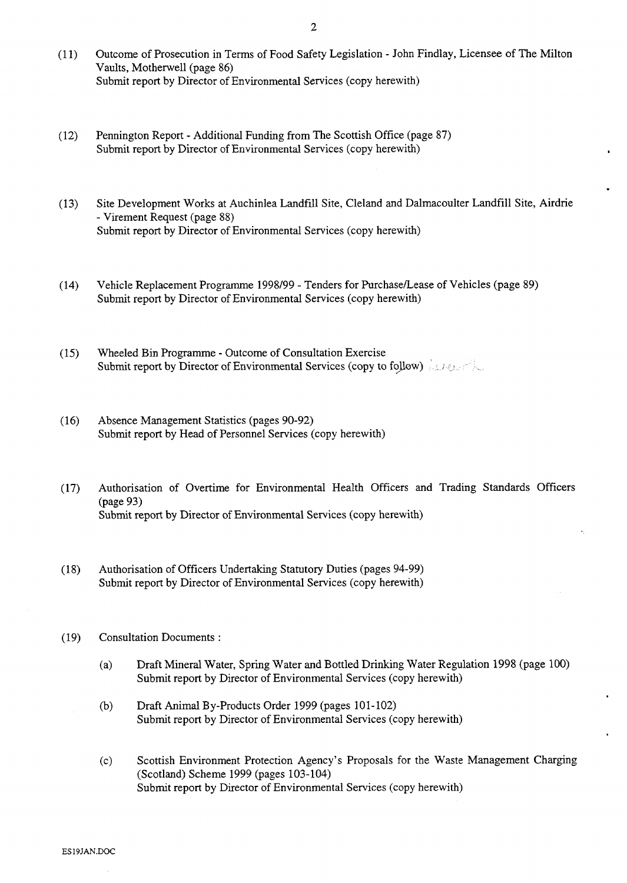(11) Outcome of Prosecution in Terms of Food Safety Legislation - John Findlay, Licensee of The Milton Vaults, Motherwell (page 86)
Submit report by Director of Environmental Services (copy herewith)

(12) Pennington Report - Additional Funding from The Scottish Office (page 87)
Submit report by Director of Environmental Services (copy herewith)

(13) Site Development Works at Auchinlea Landfill Site, Cleland and Dalmacoulter Landfill Site, Airdrie - Virement Request (page 88)
Submit report by Director of Environmental Services (copy herewith)

(14) Vehicle Replacement Programme 1998/99 - Tenders for Purchase/Lease of Vehicles (page 89)
Submit report by Director of Environmental Services (copy herewith)

(15) Wheeled Bin Programme - Outcome of Consultation Exercise
Submit report by Director of Environmental Services (copy to follow)

(16) Absence Management Statistics (pages 90-92)
Submit report by Head of Personnel Services (copy herewith)

(17) Authorisation of Overtime for Environmental Health Officers and Trading Standards Officers (page 93)
Submit report by Director of Environmental Services (copy herewith)

(18) Authorisation of Officers Undertaking Statutory Duties (pages 94-99)
Submit report by Director of Environmental Services (copy herewith)

(19) Consultation Documents :

(a) Draft Mineral Water, Spring Water and Bottled Drinking Water Regulation 1998 (page 100)
Submit report by Director of Environmental Services (copy herewith)

(b) Draft Animal By-Products Order 1999 (pages 101-102)
Submit report by Director of Environmental Services (copy herewith)

(c) Scottish Environment Protection Agency's Proposals for the Waste Management Charging (Scotland) Scheme 1999 (pages 103-104)
Submit report by Director of Environmental Services (copy herewith)

ES19JAN.DOC